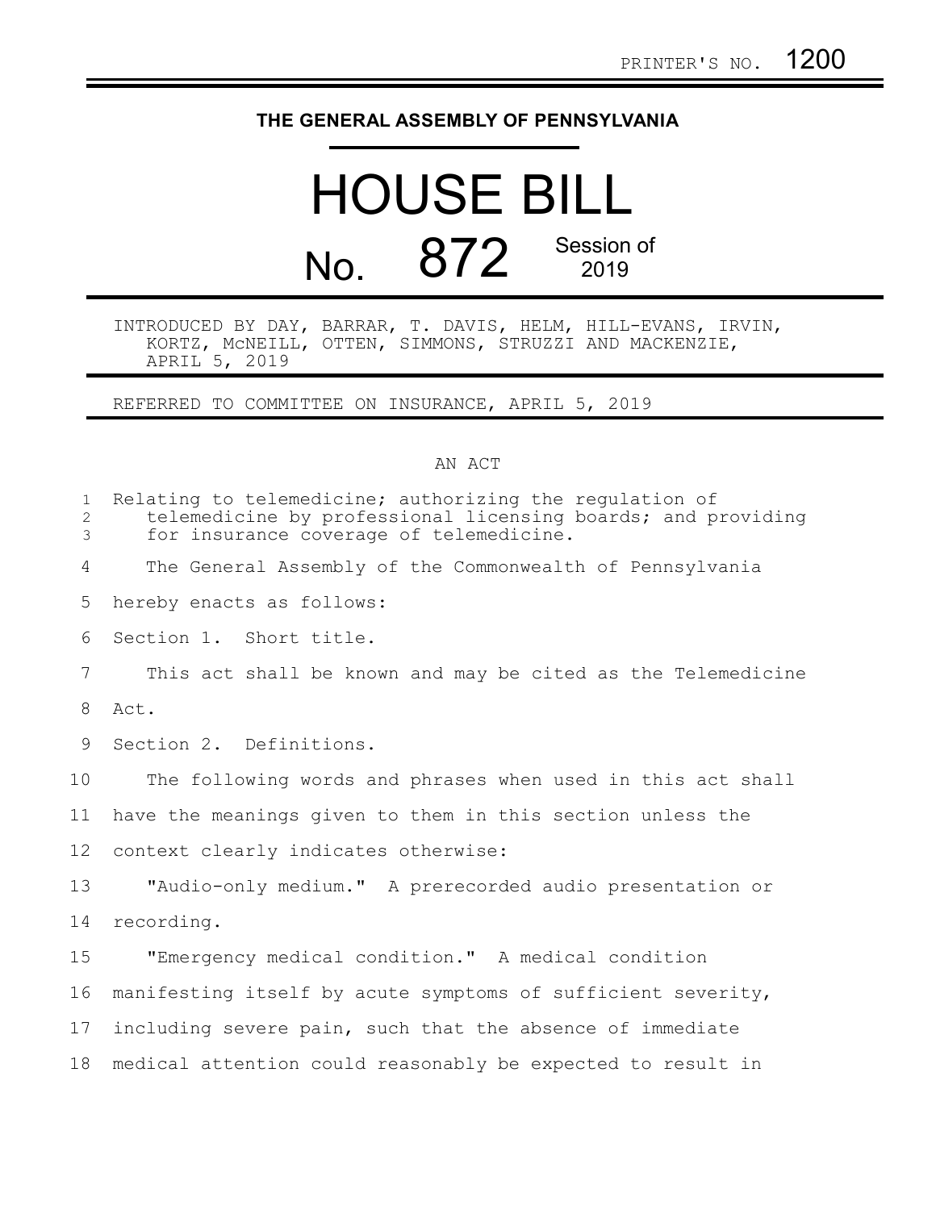PRINTER'S NO. 1200

**THE GENERAL ASSEMBLY OF PENNSYLVANIA**

# HOUSE BILL

## No. 872 Session of 2019

INTRODUCED BY DAY, BARRAR, T. DAVIS, HELM, HILL-EVANS, IRVIN, KORTZ, McNEILL, OTTEN, SIMMONS, STRUZZI AND MACKENZIE, APRIL 5, 2019

REFERRED TO COMMITTEE ON INSURANCE, APRIL 5, 2019

AN ACT

Relating to telemedicine; authorizing the regulation of telemedicine by professional licensing boards; and providing for insurance coverage of telemedicine.

The General Assembly of the Commonwealth of Pennsylvania hereby enacts as follows:

Section 1. Short title.

This act shall be known and may be cited as the Telemedicine Act.

Section 2. Definitions.

The following words and phrases when used in this act shall have the meanings given to them in this section unless the context clearly indicates otherwise:

"Audio-only medium." A prerecorded audio presentation or recording.

"Emergency medical condition." A medical condition manifesting itself by acute symptoms of sufficient severity, including severe pain, such that the absence of immediate medical attention could reasonably be expected to result in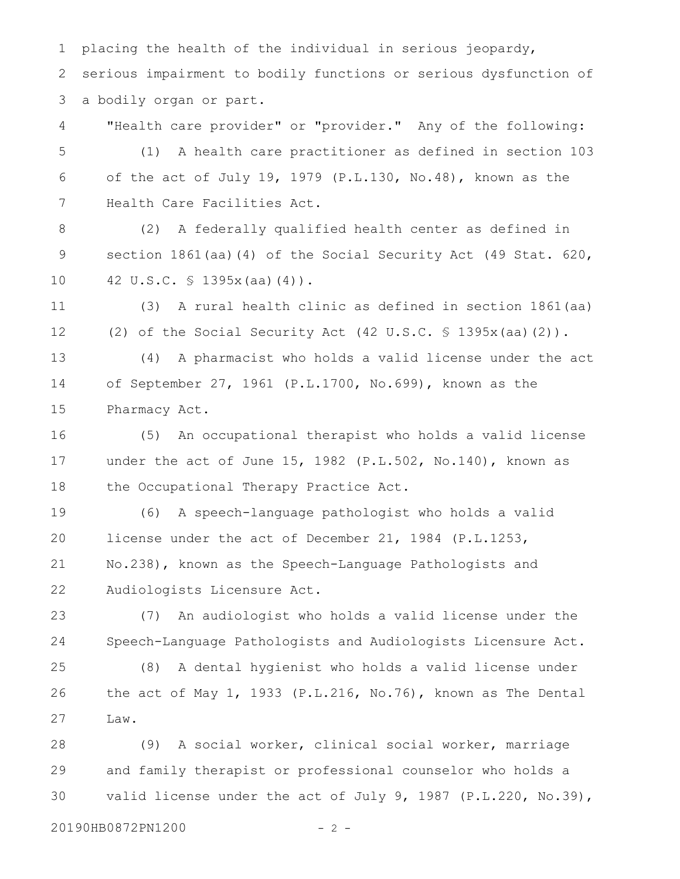placing the health of the individual in serious jeopardy, serious impairment to bodily functions or serious dysfunction of a bodily organ or part.

"Health care provider" or "provider." Any of the following:

(1) A health care practitioner as defined in section 103 of the act of July 19, 1979 (P.L.130, No.48), known as the Health Care Facilities Act.

(2) A federally qualified health center as defined in section 1861(aa)(4) of the Social Security Act (49 Stat. 620, 42 U.S.C. § 1395x(aa)(4)).

(3) A rural health clinic as defined in section 1861(aa)(2) of the Social Security Act (42 U.S.C. § 1395x(aa)(2)).

(4) A pharmacist who holds a valid license under the act of September 27, 1961 (P.L.1700, No.699), known as the Pharmacy Act.

(5) An occupational therapist who holds a valid license under the act of June 15, 1982 (P.L.502, No.140), known as the Occupational Therapy Practice Act.

(6) A speech-language pathologist who holds a valid license under the act of December 21, 1984 (P.L.1253, No.238), known as the Speech-Language Pathologists and Audiologists Licensure Act.

(7) An audiologist who holds a valid license under the Speech-Language Pathologists and Audiologists Licensure Act.

(8) A dental hygienist who holds a valid license under the act of May 1, 1933 (P.L.216, No.76), known as The Dental Law.

(9) A social worker, clinical social worker, marriage and family therapist or professional counselor who holds a valid license under the act of July 9, 1987 (P.L.220, No.39),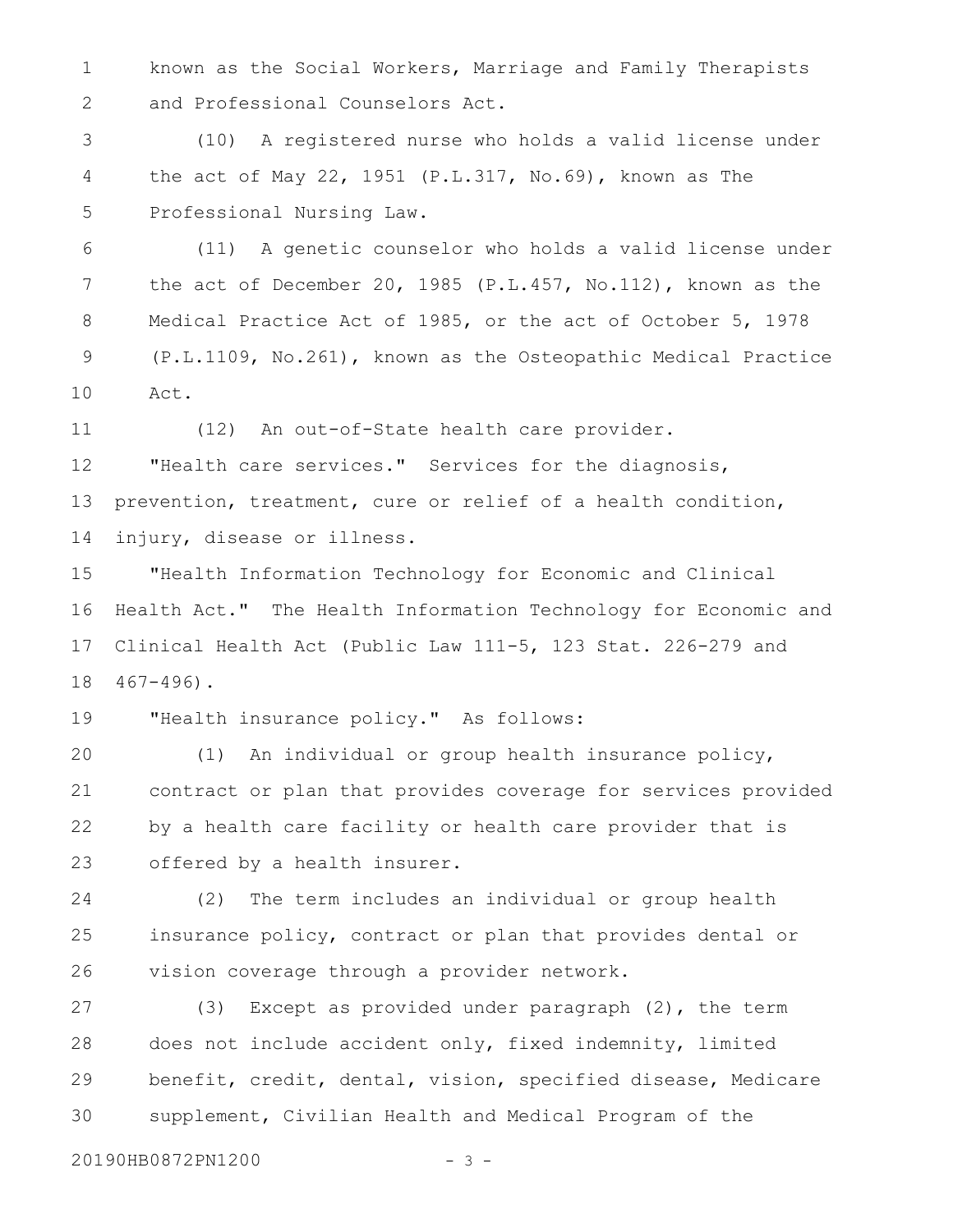known as the Social Workers, Marriage and Family Therapists and Professional Counselors Act.

(10) A registered nurse who holds a valid license under the act of May 22, 1951 (P.L.317, No.69), known as The Professional Nursing Law.

(11) A genetic counselor who holds a valid license under the act of December 20, 1985 (P.L.457, No.112), known as the Medical Practice Act of 1985, or the act of October 5, 1978 (P.L.1109, No.261), known as the Osteopathic Medical Practice Act.

(12) An out-of-State health care provider.

"Health care services." Services for the diagnosis, prevention, treatment, cure or relief of a health condition, injury, disease or illness.

"Health Information Technology for Economic and Clinical Health Act." The Health Information Technology for Economic and Clinical Health Act (Public Law 111-5, 123 Stat. 226-279 and 467-496).

"Health insurance policy." As follows:

(1) An individual or group health insurance policy, contract or plan that provides coverage for services provided by a health care facility or health care provider that is offered by a health insurer.

(2) The term includes an individual or group health insurance policy, contract or plan that provides dental or vision coverage through a provider network.

(3) Except as provided under paragraph (2), the term does not include accident only, fixed indemnity, limited benefit, credit, dental, vision, specified disease, Medicare supplement, Civilian Health and Medical Program of the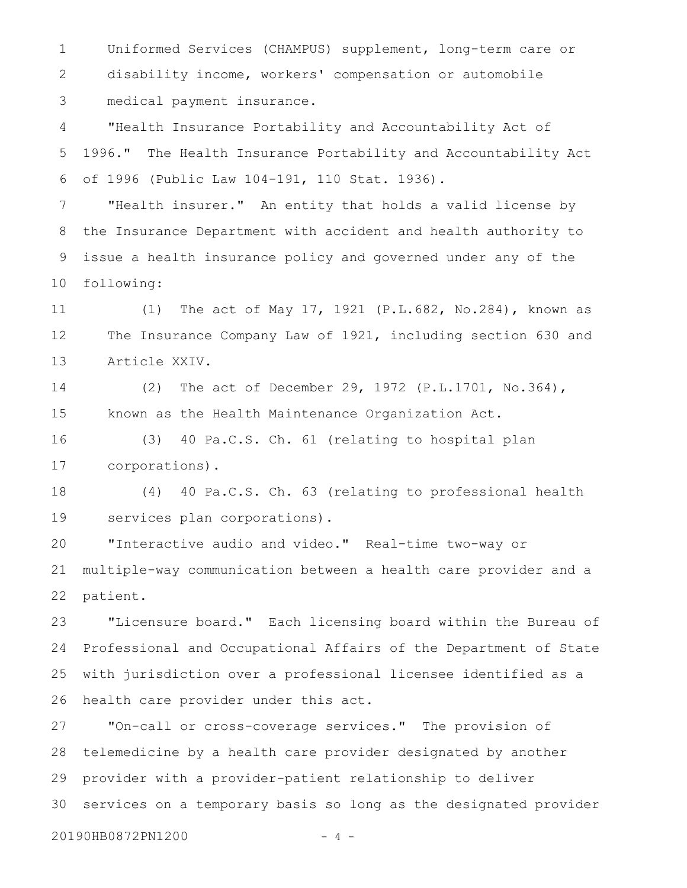Uniformed Services (CHAMPUS) supplement, long-term care or disability income, workers' compensation or automobile medical payment insurance.

"Health Insurance Portability and Accountability Act of 1996." The Health Insurance Portability and Accountability Act of 1996 (Public Law 104-191, 110 Stat. 1936).

"Health insurer." An entity that holds a valid license by the Insurance Department with accident and health authority to issue a health insurance policy and governed under any of the following:

(1) The act of May 17, 1921 (P.L.682, No.284), known as The Insurance Company Law of 1921, including section 630 and Article XXIV.

(2) The act of December 29, 1972 (P.L.1701, No.364), known as the Health Maintenance Organization Act.

(3) 40 Pa.C.S. Ch. 61 (relating to hospital plan corporations).

(4) 40 Pa.C.S. Ch. 63 (relating to professional health services plan corporations).

"Interactive audio and video." Real-time two-way or multiple-way communication between a health care provider and a patient.

"Licensure board." Each licensing board within the Bureau of Professional and Occupational Affairs of the Department of State with jurisdiction over a professional licensee identified as a health care provider under this act.

"On-call or cross-coverage services." The provision of telemedicine by a health care provider designated by another provider with a provider-patient relationship to deliver services on a temporary basis so long as the designated provider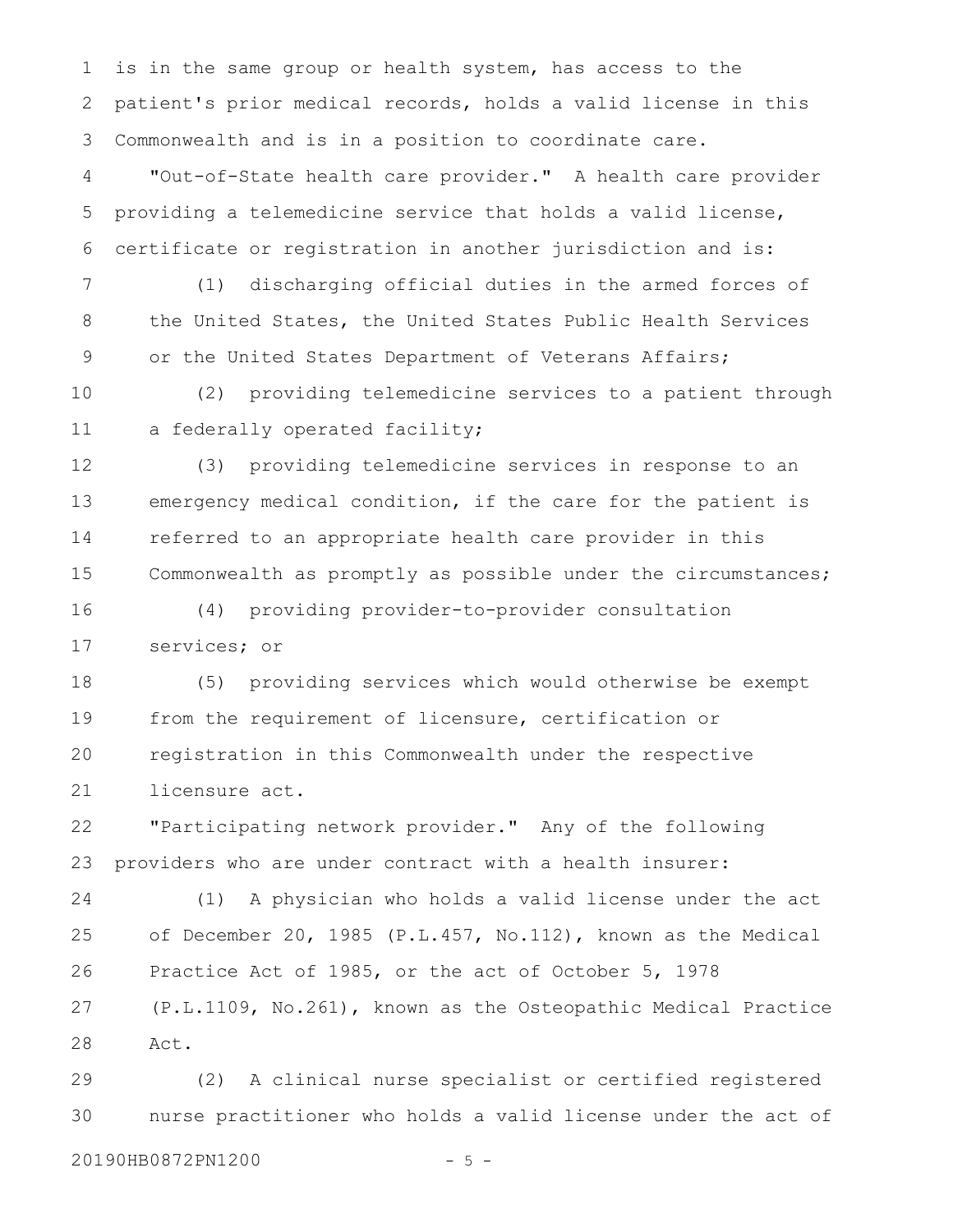is in the same group or health system, has access to the patient's prior medical records, holds a valid license in this Commonwealth and is in a position to coordinate care.

"Out-of-State health care provider." A health care provider providing a telemedicine service that holds a valid license, certificate or registration in another jurisdiction and is:

(1) discharging official duties in the armed forces of the United States, the United States Public Health Services or the United States Department of Veterans Affairs;

(2) providing telemedicine services to a patient through a federally operated facility;

(3) providing telemedicine services in response to an emergency medical condition, if the care for the patient is referred to an appropriate health care provider in this Commonwealth as promptly as possible under the circumstances;

(4) providing provider-to-provider consultation services; or

(5) providing services which would otherwise be exempt from the requirement of licensure, certification or registration in this Commonwealth under the respective licensure act.

"Participating network provider." Any of the following providers who are under contract with a health insurer:

(1) A physician who holds a valid license under the act of December 20, 1985 (P.L.457, No.112), known as the Medical Practice Act of 1985, or the act of October 5, 1978 (P.L.1109, No.261), known as the Osteopathic Medical Practice Act.

(2) A clinical nurse specialist or certified registered nurse practitioner who holds a valid license under the act of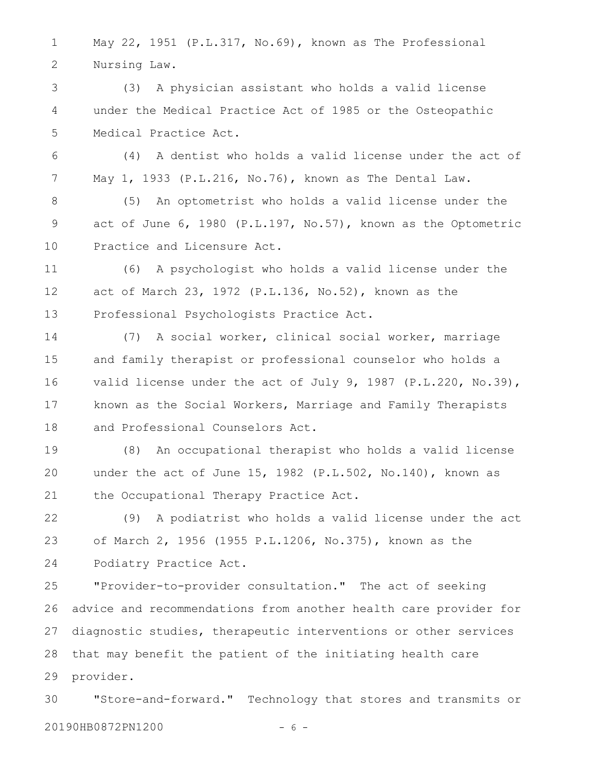May 22, 1951 (P.L.317, No.69), known as The Professional Nursing Law.

(3) A physician assistant who holds a valid license under the Medical Practice Act of 1985 or the Osteopathic Medical Practice Act.

(4) A dentist who holds a valid license under the act of May 1, 1933 (P.L.216, No.76), known as The Dental Law.

(5) An optometrist who holds a valid license under the act of June 6, 1980 (P.L.197, No.57), known as the Optometric Practice and Licensure Act.

(6) A psychologist who holds a valid license under the act of March 23, 1972 (P.L.136, No.52), known as the Professional Psychologists Practice Act.

(7) A social worker, clinical social worker, marriage and family therapist or professional counselor who holds a valid license under the act of July 9, 1987 (P.L.220, No.39), known as the Social Workers, Marriage and Family Therapists and Professional Counselors Act.

(8) An occupational therapist who holds a valid license under the act of June 15, 1982 (P.L.502, No.140), known as the Occupational Therapy Practice Act.

(9) A podiatrist who holds a valid license under the act of March 2, 1956 (1955 P.L.1206, No.375), known as the Podiatry Practice Act.

"Provider-to-provider consultation." The act of seeking advice and recommendations from another health care provider for diagnostic studies, therapeutic interventions or other services that may benefit the patient of the initiating health care provider.

"Store-and-forward." Technology that stores and transmits or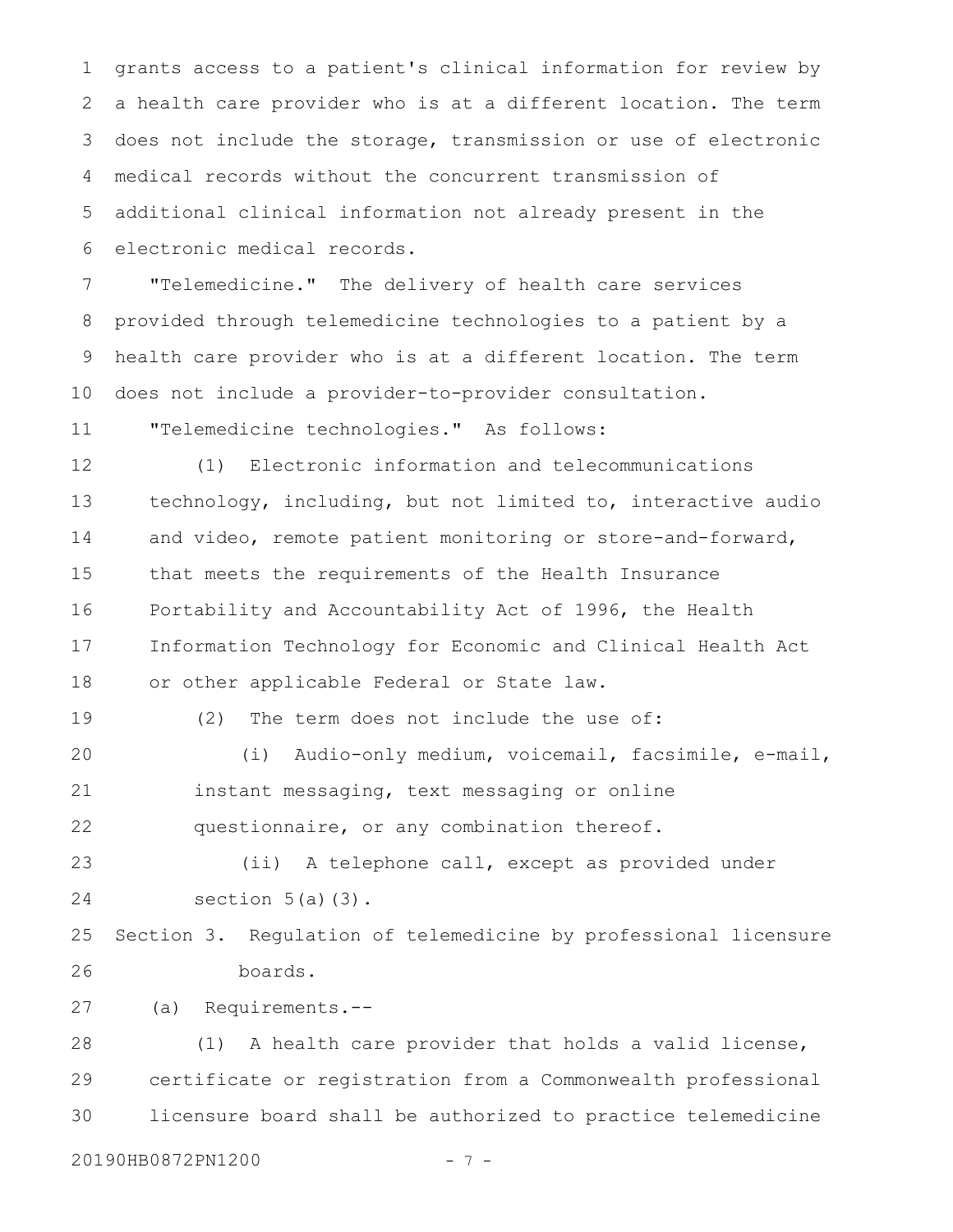grants access to a patient's clinical information for review by a health care provider who is at a different location. The term does not include the storage, transmission or use of electronic medical records without the concurrent transmission of additional clinical information not already present in the electronic medical records.

"Telemedicine." The delivery of health care services provided through telemedicine technologies to a patient by a health care provider who is at a different location. The term does not include a provider-to-provider consultation.

"Telemedicine technologies." As follows:

(1) Electronic information and telecommunications technology, including, but not limited to, interactive audio and video, remote patient monitoring or store-and-forward, that meets the requirements of the Health Insurance Portability and Accountability Act of 1996, the Health Information Technology for Economic and Clinical Health Act or other applicable Federal or State law.

(2) The term does not include the use of:

(i) Audio-only medium, voicemail, facsimile, e-mail, instant messaging, text messaging or online questionnaire, or any combination thereof.

(ii) A telephone call, except as provided under section 5(a)(3).

Section 3. Regulation of telemedicine by professional licensure boards.

(a) Requirements.--

(1) A health care provider that holds a valid license, certificate or registration from a Commonwealth professional licensure board shall be authorized to practice telemedicine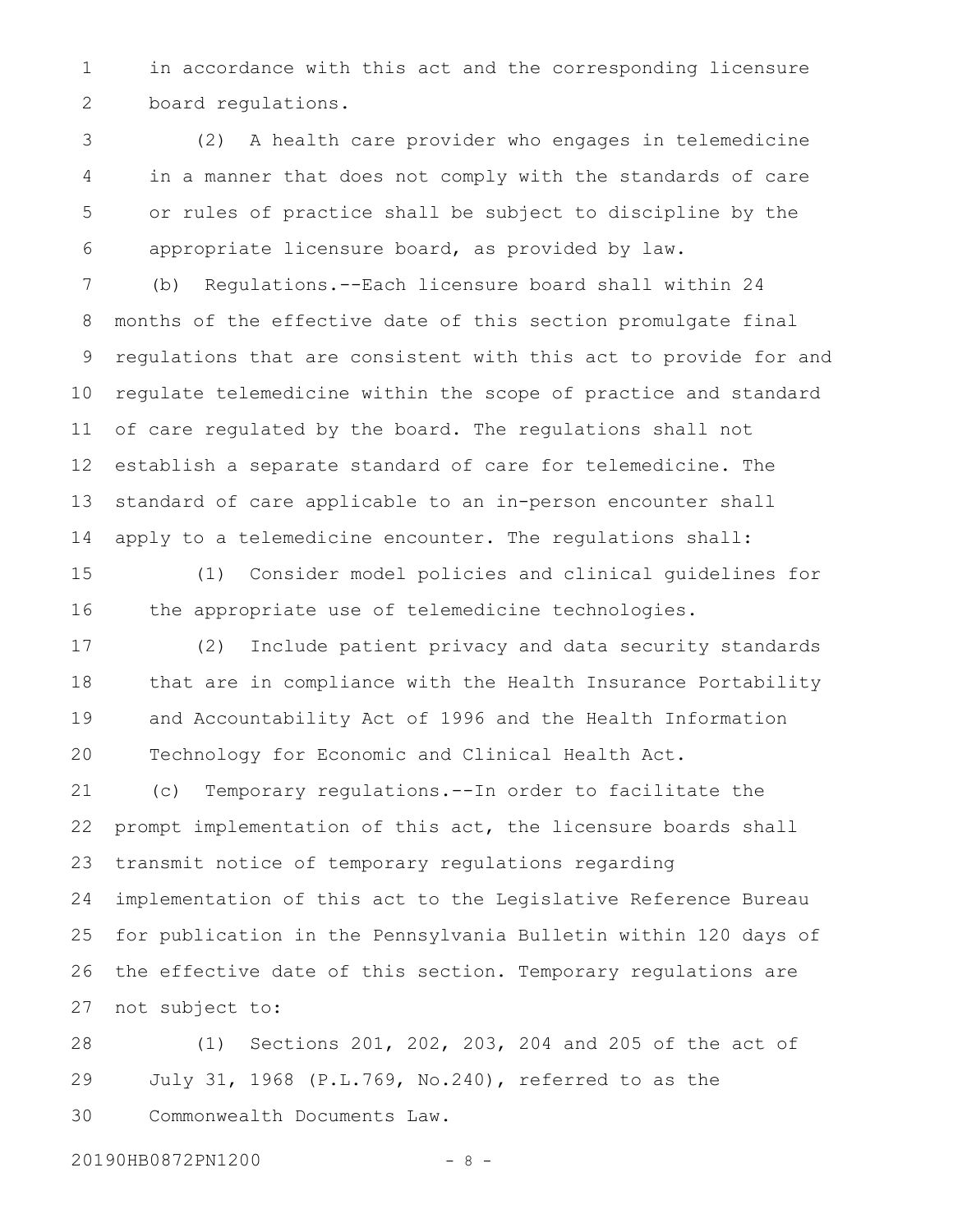in accordance with this act and the corresponding licensure board regulations.

(2) A health care provider who engages in telemedicine in a manner that does not comply with the standards of care or rules of practice shall be subject to discipline by the appropriate licensure board, as provided by law.

(b) Regulations.--Each licensure board shall within 24 months of the effective date of this section promulgate final regulations that are consistent with this act to provide for and regulate telemedicine within the scope of practice and standard of care regulated by the board. The regulations shall not establish a separate standard of care for telemedicine. The standard of care applicable to an in-person encounter shall apply to a telemedicine encounter. The regulations shall:

(1) Consider model policies and clinical guidelines for the appropriate use of telemedicine technologies.

(2) Include patient privacy and data security standards that are in compliance with the Health Insurance Portability and Accountability Act of 1996 and the Health Information Technology for Economic and Clinical Health Act.

(c) Temporary regulations.--In order to facilitate the prompt implementation of this act, the licensure boards shall transmit notice of temporary regulations regarding implementation of this act to the Legislative Reference Bureau for publication in the Pennsylvania Bulletin within 120 days of the effective date of this section. Temporary regulations are not subject to:

(1) Sections 201, 202, 203, 204 and 205 of the act of July 31, 1968 (P.L.769, No.240), referred to as the Commonwealth Documents Law.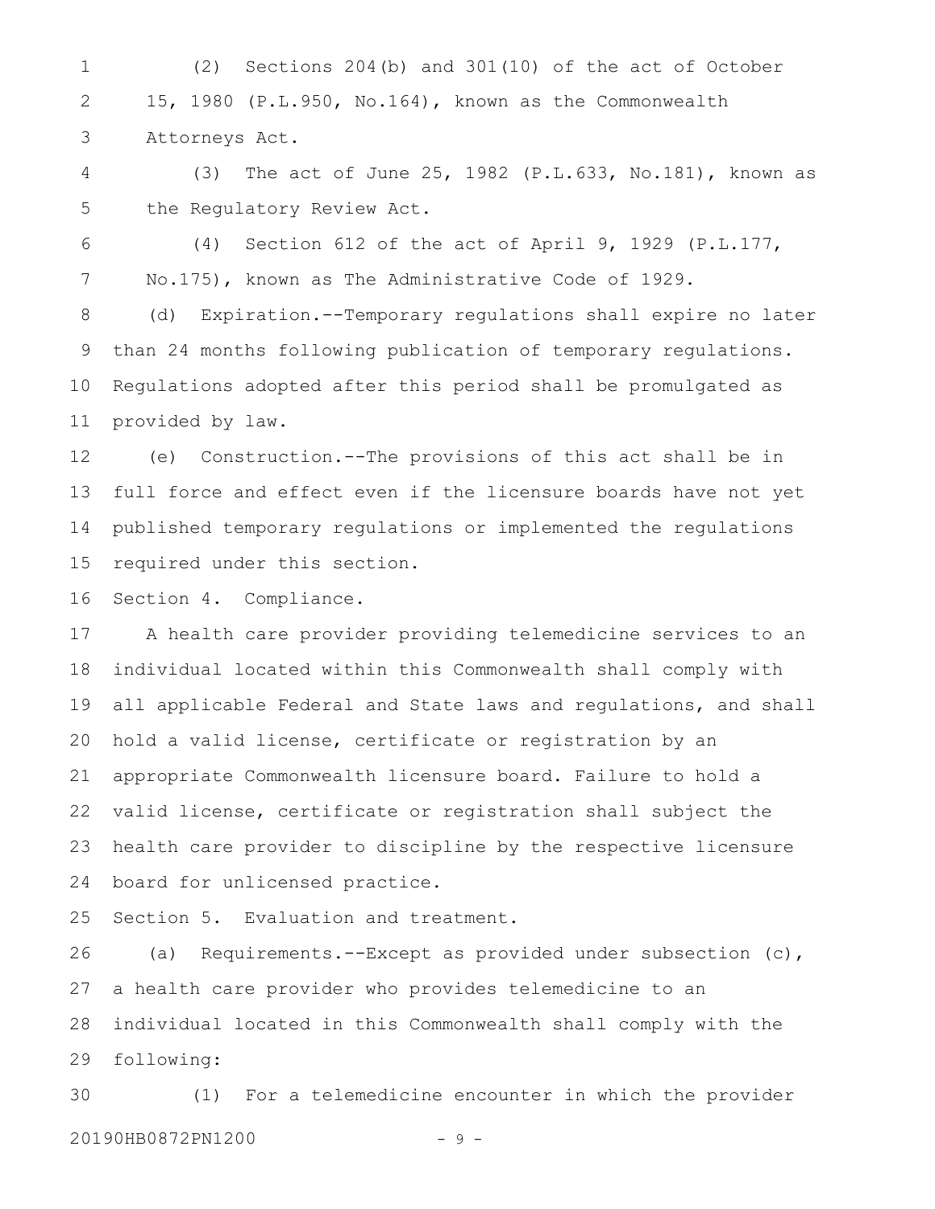(2) Sections 204(b) and 301(10) of the act of October 15, 1980 (P.L.950, No.164), known as the Commonwealth Attorneys Act.

(3) The act of June 25, 1982 (P.L.633, No.181), known as the Regulatory Review Act.

(4) Section 612 of the act of April 9, 1929 (P.L.177, No.175), known as The Administrative Code of 1929.

(d) Expiration.--Temporary regulations shall expire no later than 24 months following publication of temporary regulations. Regulations adopted after this period shall be promulgated as provided by law.

(e) Construction.--The provisions of this act shall be in full force and effect even if the licensure boards have not yet published temporary regulations or implemented the regulations required under this section.

Section 4. Compliance.

A health care provider providing telemedicine services to an individual located within this Commonwealth shall comply with all applicable Federal and State laws and regulations, and shall hold a valid license, certificate or registration by an appropriate Commonwealth licensure board. Failure to hold a valid license, certificate or registration shall subject the health care provider to discipline by the respective licensure board for unlicensed practice.

Section 5. Evaluation and treatment.

(a) Requirements.--Except as provided under subsection (c), a health care provider who provides telemedicine to an individual located in this Commonwealth shall comply with the following:

(1) For a telemedicine encounter in which the provider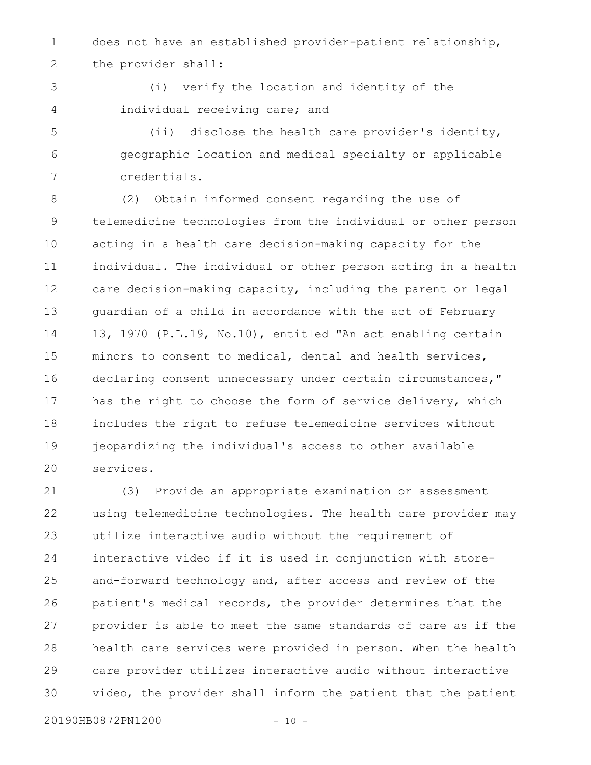does not have an established provider-patient relationship, the provider shall:

(i) verify the location and identity of the individual receiving care; and

(ii) disclose the health care provider's identity, geographic location and medical specialty or applicable credentials.

(2) Obtain informed consent regarding the use of telemedicine technologies from the individual or other person acting in a health care decision-making capacity for the individual. The individual or other person acting in a health care decision-making capacity, including the parent or legal guardian of a child in accordance with the act of February 13, 1970 (P.L.19, No.10), entitled "An act enabling certain minors to consent to medical, dental and health services, declaring consent unnecessary under certain circumstances," has the right to choose the form of service delivery, which includes the right to refuse telemedicine services without jeopardizing the individual's access to other available services.

(3) Provide an appropriate examination or assessment using telemedicine technologies. The health care provider may utilize interactive audio without the requirement of interactive video if it is used in conjunction with store-and-forward technology and, after access and review of the patient's medical records, the provider determines that the provider is able to meet the same standards of care as if the health care services were provided in person. When the health care provider utilizes interactive audio without interactive video, the provider shall inform the patient that the patient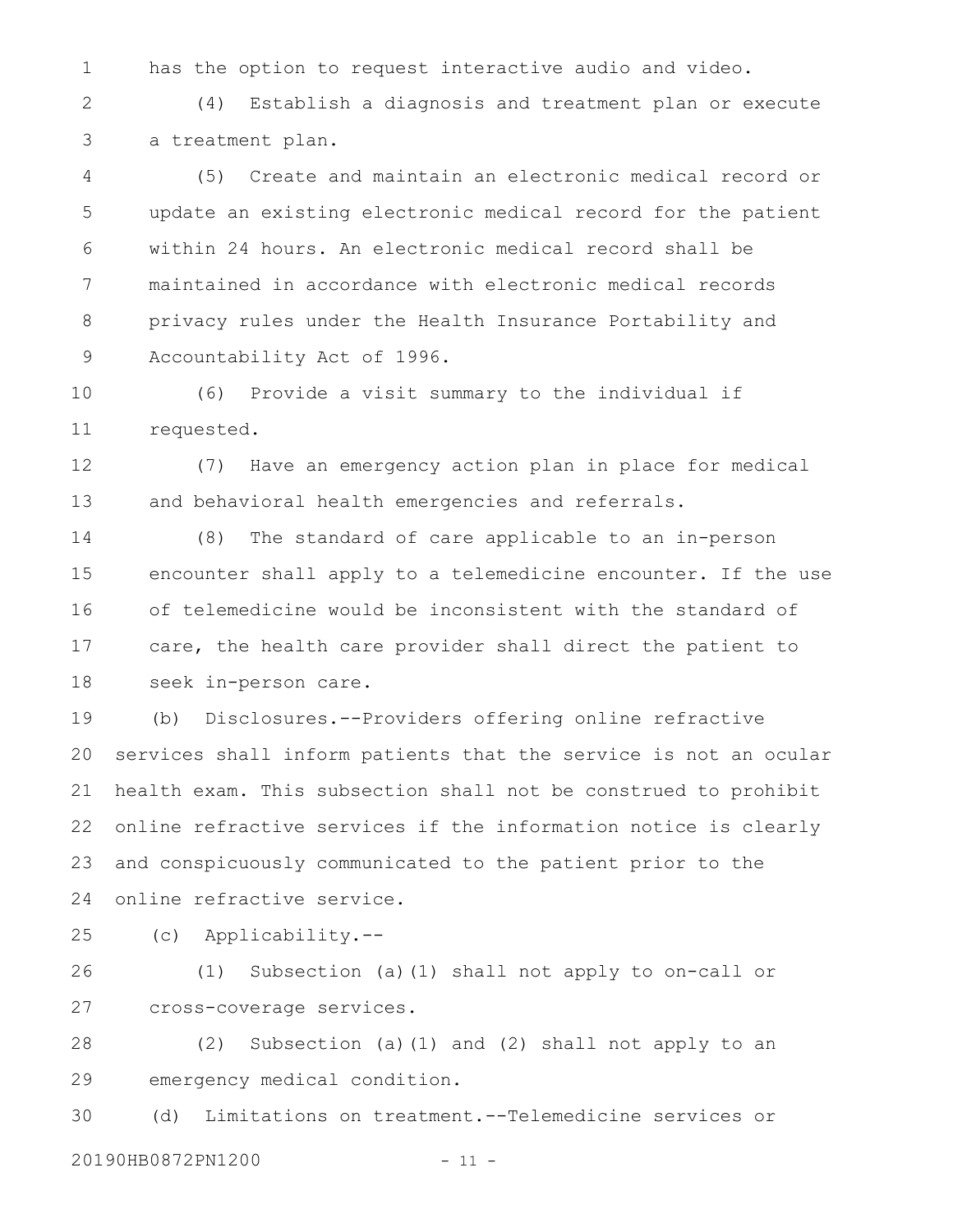has the option to request interactive audio and video.

(4) Establish a diagnosis and treatment plan or execute a treatment plan.

(5) Create and maintain an electronic medical record or update an existing electronic medical record for the patient within 24 hours. An electronic medical record shall be maintained in accordance with electronic medical records privacy rules under the Health Insurance Portability and Accountability Act of 1996.

(6) Provide a visit summary to the individual if requested.

(7) Have an emergency action plan in place for medical and behavioral health emergencies and referrals.

(8) The standard of care applicable to an in-person encounter shall apply to a telemedicine encounter. If the use of telemedicine would be inconsistent with the standard of care, the health care provider shall direct the patient to seek in-person care.

(b) Disclosures.--Providers offering online refractive services shall inform patients that the service is not an ocular health exam. This subsection shall not be construed to prohibit online refractive services if the information notice is clearly and conspicuously communicated to the patient prior to the online refractive service.

(c) Applicability.--

(1) Subsection (a)(1) shall not apply to on-call or cross-coverage services.

(2) Subsection (a)(1) and (2) shall not apply to an emergency medical condition.

(d) Limitations on treatment.--Telemedicine services or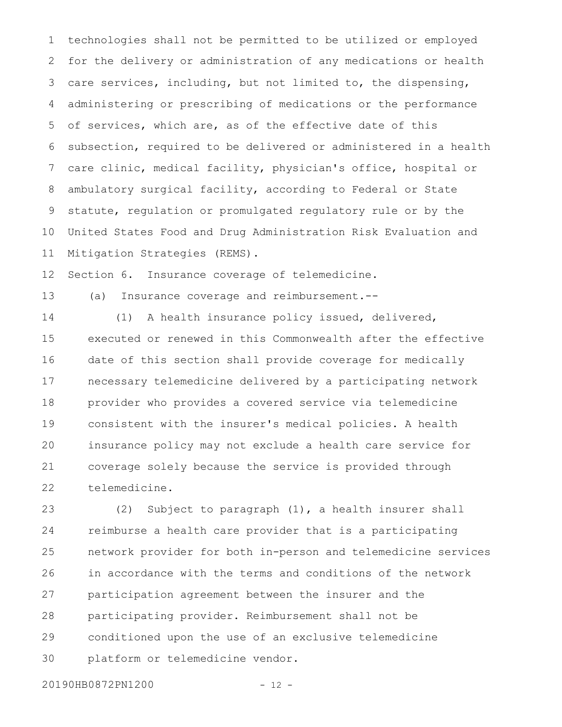technologies shall not be permitted to be utilized or employed for the delivery or administration of any medications or health care services, including, but not limited to, the dispensing, administering or prescribing of medications or the performance of services, which are, as of the effective date of this subsection, required to be delivered or administered in a health care clinic, medical facility, physician's office, hospital or ambulatory surgical facility, according to Federal or State statute, regulation or promulgated regulatory rule or by the United States Food and Drug Administration Risk Evaluation and Mitigation Strategies (REMS).

Section 6. Insurance coverage of telemedicine.

(a) Insurance coverage and reimbursement.--

(1) A health insurance policy issued, delivered, executed or renewed in this Commonwealth after the effective date of this section shall provide coverage for medically necessary telemedicine delivered by a participating network provider who provides a covered service via telemedicine consistent with the insurer's medical policies. A health insurance policy may not exclude a health care service for coverage solely because the service is provided through telemedicine.

(2) Subject to paragraph (1), a health insurer shall reimburse a health care provider that is a participating network provider for both in-person and telemedicine services in accordance with the terms and conditions of the network participation agreement between the insurer and the participating provider. Reimbursement shall not be conditioned upon the use of an exclusive telemedicine platform or telemedicine vendor.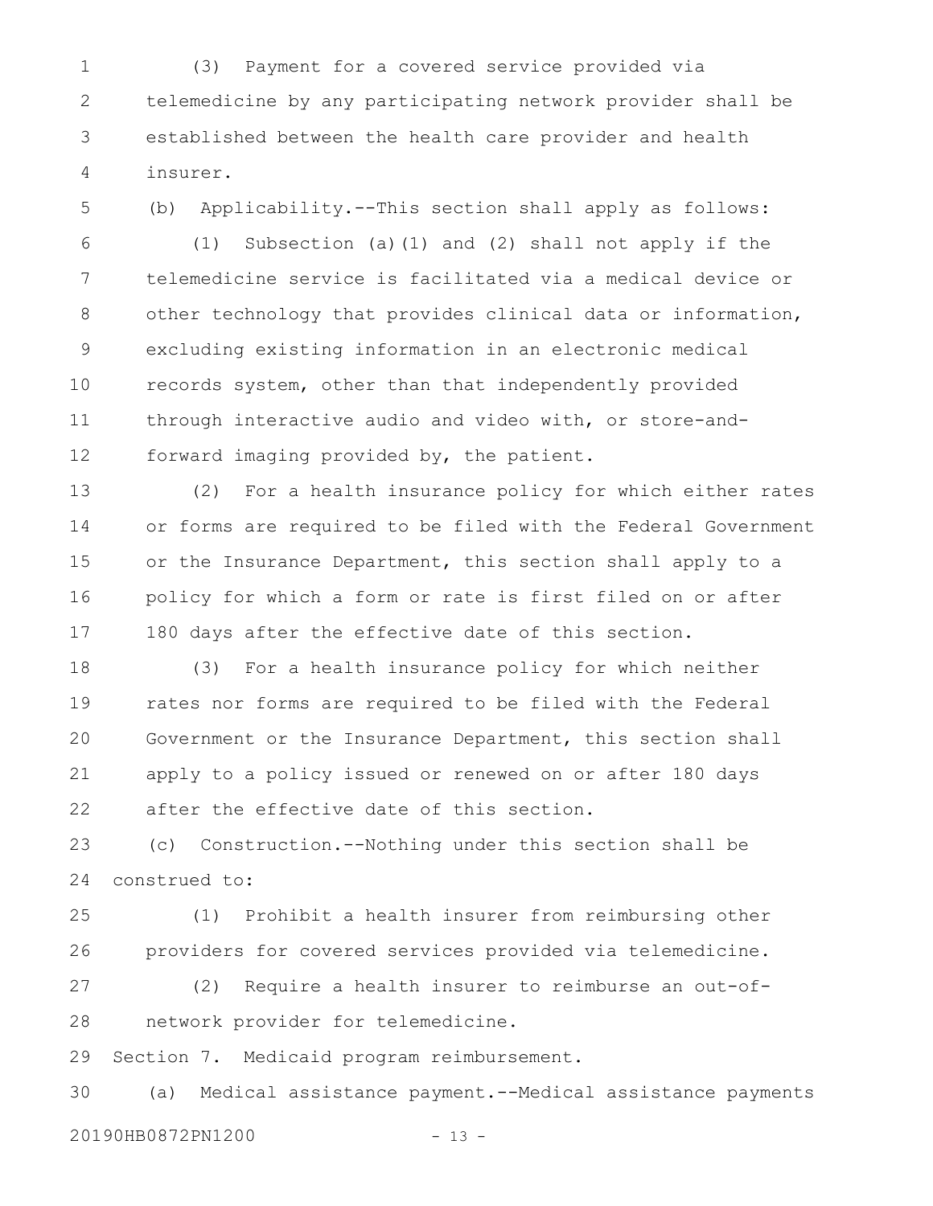(3) Payment for a covered service provided via telemedicine by any participating network provider shall be established between the health care provider and health insurer.

(b) Applicability.--This section shall apply as follows:

(1) Subsection (a)(1) and (2) shall not apply if the telemedicine service is facilitated via a medical device or other technology that provides clinical data or information, excluding existing information in an electronic medical records system, other than that independently provided through interactive audio and video with, or store-and-forward imaging provided by, the patient.

(2) For a health insurance policy for which either rates or forms are required to be filed with the Federal Government or the Insurance Department, this section shall apply to a policy for which a form or rate is first filed on or after 180 days after the effective date of this section.

(3) For a health insurance policy for which neither rates nor forms are required to be filed with the Federal Government or the Insurance Department, this section shall apply to a policy issued or renewed on or after 180 days after the effective date of this section.

(c) Construction.--Nothing under this section shall be construed to:

(1) Prohibit a health insurer from reimbursing other providers for covered services provided via telemedicine.

(2) Require a health insurer to reimburse an out-of-network provider for telemedicine.

Section 7. Medicaid program reimbursement.

(a) Medical assistance payment.--Medical assistance payments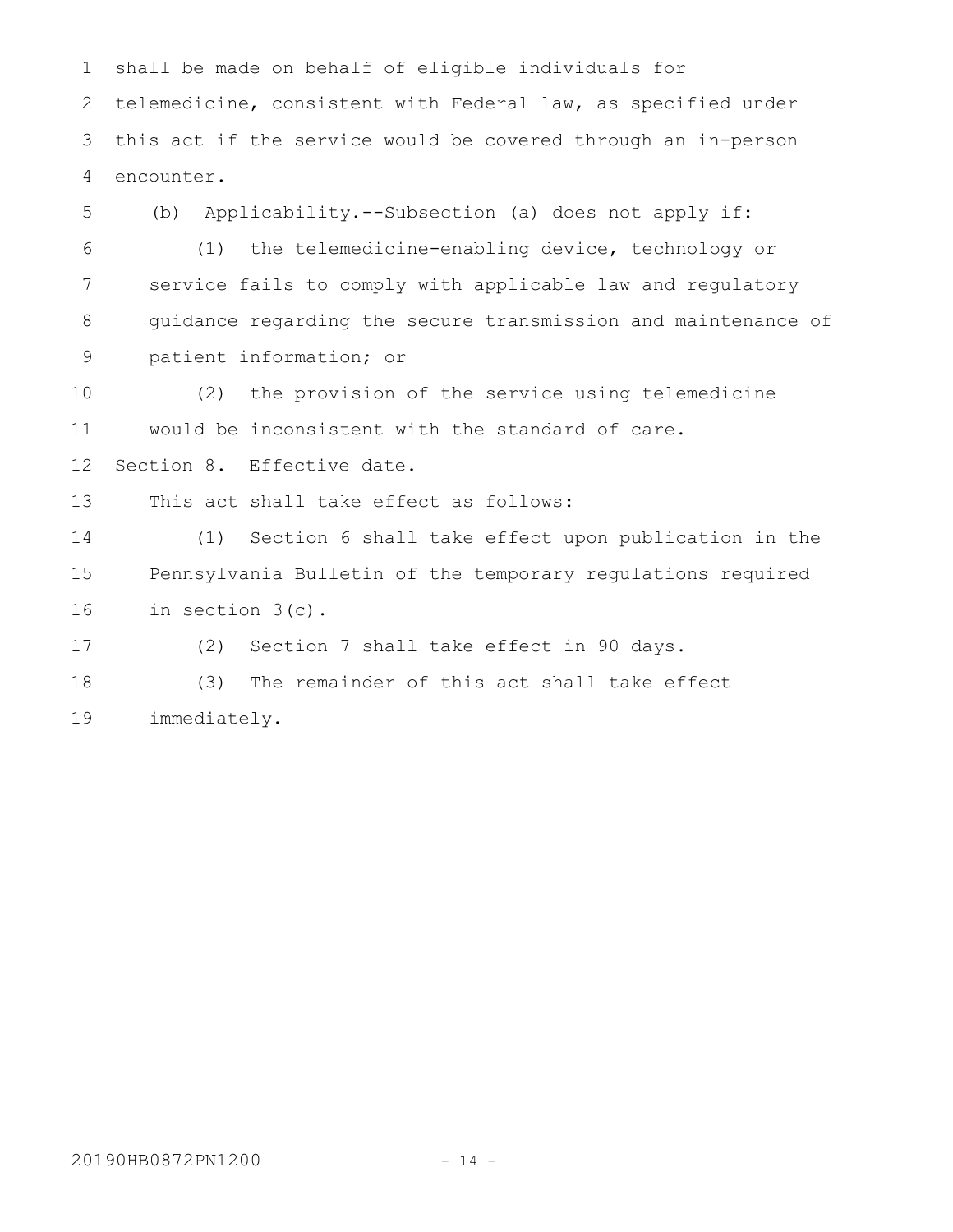shall be made on behalf of eligible individuals for telemedicine, consistent with Federal law, as specified under this act if the service would be covered through an in-person encounter.

(b) Applicability.--Subsection (a) does not apply if:

(1) the telemedicine-enabling device, technology or service fails to comply with applicable law and regulatory guidance regarding the secure transmission and maintenance of patient information; or

(2) the provision of the service using telemedicine would be inconsistent with the standard of care.

Section 8. Effective date.

This act shall take effect as follows:

(1) Section 6 shall take effect upon publication in the Pennsylvania Bulletin of the temporary regulations required in section 3(c).

(2) Section 7 shall take effect in 90 days.

(3) The remainder of this act shall take effect immediately.